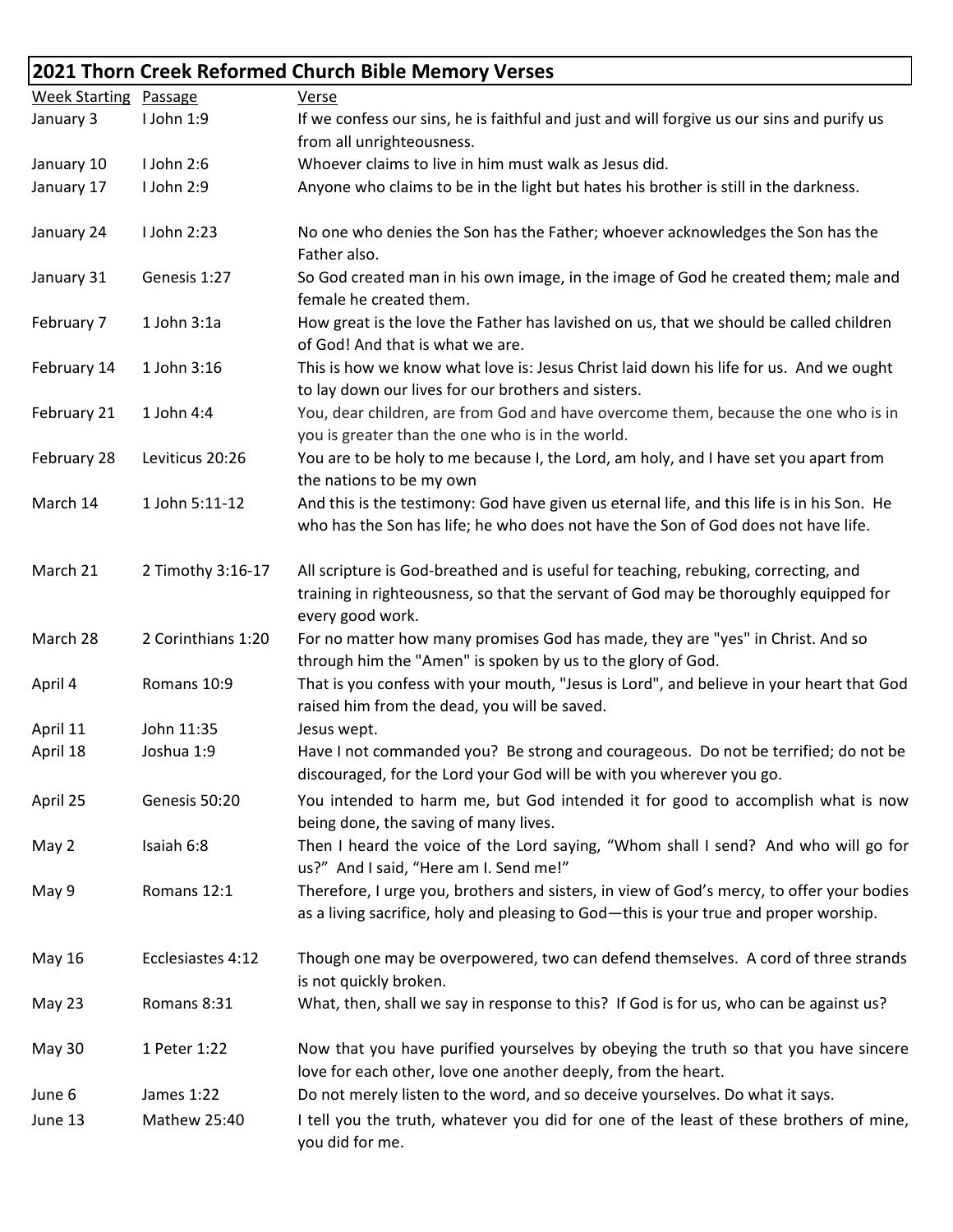## 2021 Thorn Creek Reformed Church Bible Memory Verses

| Week Starting | Passage | Verse |
|---|---|---|
| January 3 | I John 1:9 | If we confess our sins, he is faithful and just and will forgive us our sins and purify us from all unrighteousness. |
| January 10 | I John 2:6 | Whoever claims to live in him must walk as Jesus did. |
| January 17 | I John 2:9 | Anyone who claims to be in the light but hates his brother is still in the darkness. |
| January 24 | I John 2:23 | No one who denies the Son has the Father; whoever acknowledges the Son has the Father also. |
| January 31 | Genesis 1:27 | So God created man in his own image, in the image of God he created them; male and female he created them. |
| February 7 | 1 John 3:1a | How great is the love the Father has lavished on us, that we should be called children of God! And that is what we are. |
| February 14 | 1 John 3:16 | This is how we know what love is: Jesus Christ laid down his life for us. And we ought to lay down our lives for our brothers and sisters. |
| February 21 | 1 John 4:4 | You, dear children, are from God and have overcome them, because the one who is in you is greater than the one who is in the world. |
| February 28 | Leviticus 20:26 | You are to be holy to me because I, the Lord, am holy, and I have set you apart from the nations to be my own |
| March 14 | 1 John 5:11-12 | And this is the testimony: God have given us eternal life, and this life is in his Son. He who has the Son has life; he who does not have the Son of God does not have life. |
| March 21 | 2 Timothy 3:16-17 | All scripture is God-breathed and is useful for teaching, rebuking, correcting, and training in righteousness, so that the servant of God may be thoroughly equipped for every good work. |
| March 28 | 2 Corinthians 1:20 | For no matter how many promises God has made, they are "yes" in Christ. And so through him the "Amen" is spoken by us to the glory of God. |
| April 4 | Romans 10:9 | That is you confess with your mouth, "Jesus is Lord", and believe in your heart that God raised him from the dead, you will be saved. |
| April 11 | John 11:35 | Jesus wept. |
| April 18 | Joshua 1:9 | Have I not commanded you? Be strong and courageous. Do not be terrified; do not be discouraged, for the Lord your God will be with you wherever you go. |
| April 25 | Genesis 50:20 | You intended to harm me, but God intended it for good to accomplish what is now being done, the saving of many lives. |
| May 2 | Isaiah 6:8 | Then I heard the voice of the Lord saying, "Whom shall I send? And who will go for us?" And I said, "Here am I. Send me!" |
| May 9 | Romans 12:1 | Therefore, I urge you, brothers and sisters, in view of God's mercy, to offer your bodies as a living sacrifice, holy and pleasing to God—this is your true and proper worship. |
| May 16 | Ecclesiastes 4:12 | Though one may be overpowered, two can defend themselves. A cord of three strands is not quickly broken. |
| May 23 | Romans 8:31 | What, then, shall we say in response to this? If God is for us, who can be against us? |
| May 30 | 1 Peter 1:22 | Now that you have purified yourselves by obeying the truth so that you have sincere love for each other, love one another deeply, from the heart. |
| June 6 | James 1:22 | Do not merely listen to the word, and so deceive yourselves. Do what it says. |
| June 13 | Mathew 25:40 | I tell you the truth, whatever you did for one of the least of these brothers of mine, you did for me. |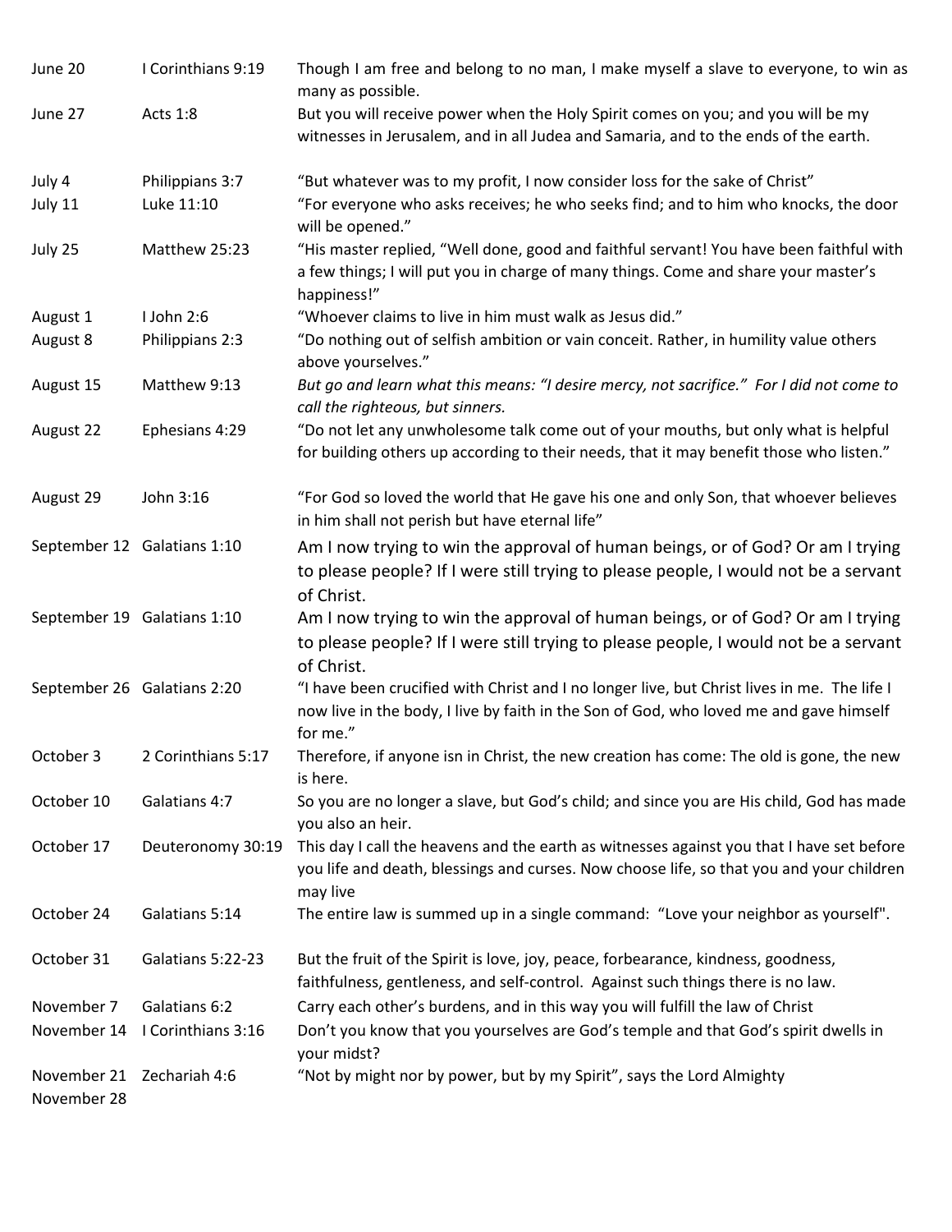| | | |
|---|---|---|
| June 20 | I Corinthians 9:19 | Though I am free and belong to no man, I make myself a slave to everyone, to win as many as possible. |
| June 27 | Acts 1:8 | But you will receive power when the Holy Spirit comes on you; and you will be my witnesses in Jerusalem, and in all Judea and Samaria, and to the ends of the earth. |
| July 4 | Philippians 3:7 | "But whatever was to my profit, I now consider loss for the sake of Christ" |
| July 11 | Luke 11:10 | "For everyone who asks receives; he who seeks find; and to him who knocks, the door will be opened." |
| July 25 | Matthew 25:23 | "His master replied, "Well done, good and faithful servant! You have been faithful with a few things; I will put you in charge of many things. Come and share your master's happiness!" |
| August 1 | I John 2:6 | "Whoever claims to live in him must walk as Jesus did." |
| August 8 | Philippians 2:3 | "Do nothing out of selfish ambition or vain conceit. Rather, in humility value others above yourselves." |
| August 15 | Matthew 9:13 | *But go and learn what this means: "I desire mercy, not sacrifice." For I did not come to call the righteous, but sinners.* |
| August 22 | Ephesians 4:29 | "Do not let any unwholesome talk come out of your mouths, but only what is helpful for building others up according to their needs, that it may benefit those who listen." |
| August 29 | John 3:16 | "For God so loved the world that He gave his one and only Son, that whoever believes in him shall not perish but have eternal life" |
| September 12 | Galatians 1:10 | Am I now trying to win the approval of human beings, or of God? Or am I trying to please people? If I were still trying to please people, I would not be a servant of Christ. |
| September 19 | Galatians 1:10 | Am I now trying to win the approval of human beings, or of God? Or am I trying to please people? If I were still trying to please people, I would not be a servant of Christ. |
| September 26 | Galatians 2:20 | "I have been crucified with Christ and I no longer live, but Christ lives in me. The life I now live in the body, I live by faith in the Son of God, who loved me and gave himself for me." |
| October 3 | 2 Corinthians 5:17 | Therefore, if anyone isn in Christ, the new creation has come: The old is gone, the new is here. |
| October 10 | Galatians 4:7 | So you are no longer a slave, but God's child; and since you are His child, God has made you also an heir. |
| October 17 | Deuteronomy 30:19 | This day I call the heavens and the earth as witnesses against you that I have set before you life and death, blessings and curses. Now choose life, so that you and your children may live |
| October 24 | Galatians 5:14 | The entire law is summed up in a single command: "Love your neighbor as yourself". |
| October 31 | Galatians 5:22-23 | But the fruit of the Spirit is love, joy, peace, forbearance, kindness, goodness, faithfulness, gentleness, and self-control. Against such things there is no law. |
| November 7 | Galatians 6:2 | Carry each other's burdens, and in this way you will fulfill the law of Christ |
| November 14 | I Corinthians 3:16 | Don't you know that you yourselves are God's temple and that God's spirit dwells in your midst? |
| November 21 | Zechariah 4:6 | "Not by might nor by power, but by my Spirit", says the Lord Almighty |
| November 28 | | |